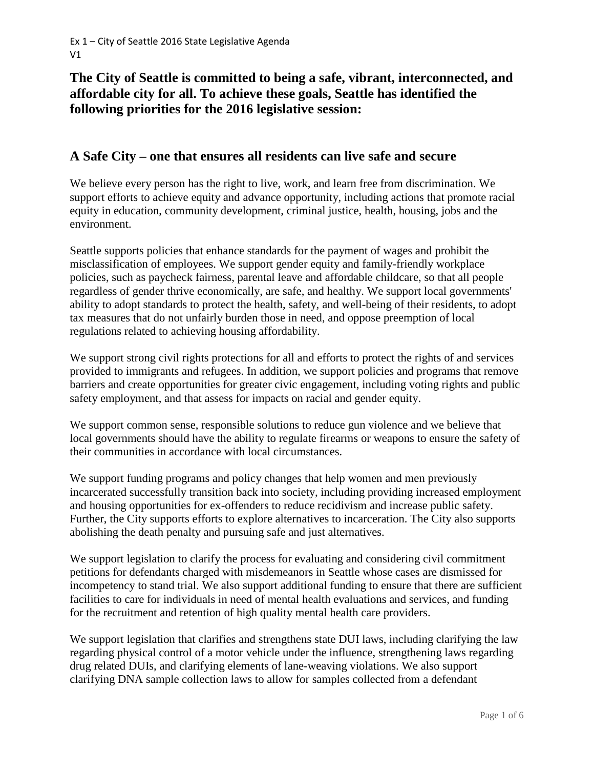Ex 1 – City of Seattle 2016 State Legislative Agenda
V1

## The City of Seattle is committed to being a safe, vibrant, interconnected, and affordable city for all. To achieve these goals, Seattle has identified the following priorities for the 2016 legislative session:

## A Safe City – one that ensures all residents can live safe and secure

We believe every person has the right to live, work, and learn free from discrimination. We support efforts to achieve equity and advance opportunity, including actions that promote racial equity in education, community development, criminal justice, health, housing, jobs and the environment.

Seattle supports policies that enhance standards for the payment of wages and prohibit the misclassification of employees. We support gender equity and family-friendly workplace policies, such as paycheck fairness, parental leave and affordable childcare, so that all people regardless of gender thrive economically, are safe, and healthy. We support local governments' ability to adopt standards to protect the health, safety, and well-being of their residents, to adopt tax measures that do not unfairly burden those in need, and oppose preemption of local regulations related to achieving housing affordability.

We support strong civil rights protections for all and efforts to protect the rights of and services provided to immigrants and refugees. In addition, we support policies and programs that remove barriers and create opportunities for greater civic engagement, including voting rights and public safety employment, and that assess for impacts on racial and gender equity.

We support common sense, responsible solutions to reduce gun violence and we believe that local governments should have the ability to regulate firearms or weapons to ensure the safety of their communities in accordance with local circumstances.

We support funding programs and policy changes that help women and men previously incarcerated successfully transition back into society, including providing increased employment and housing opportunities for ex-offenders to reduce recidivism and increase public safety. Further, the City supports efforts to explore alternatives to incarceration. The City also supports abolishing the death penalty and pursuing safe and just alternatives.

We support legislation to clarify the process for evaluating and considering civil commitment petitions for defendants charged with misdemeanors in Seattle whose cases are dismissed for incompetency to stand trial. We also support additional funding to ensure that there are sufficient facilities to care for individuals in need of mental health evaluations and services, and funding for the recruitment and retention of high quality mental health care providers.

We support legislation that clarifies and strengthens state DUI laws, including clarifying the law regarding physical control of a motor vehicle under the influence, strengthening laws regarding drug related DUIs, and clarifying elements of lane-weaving violations. We also support clarifying DNA sample collection laws to allow for samples collected from a defendant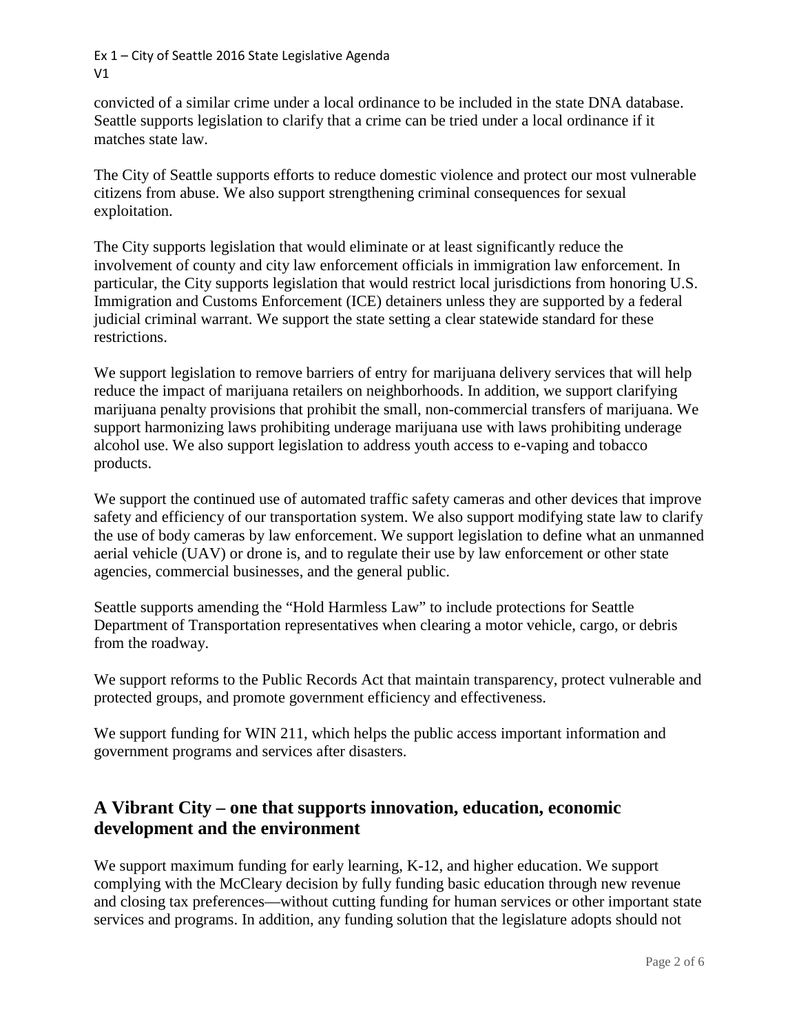convicted of a similar crime under a local ordinance to be included in the state DNA database. Seattle supports legislation to clarify that a crime can be tried under a local ordinance if it matches state law.

The City of Seattle supports efforts to reduce domestic violence and protect our most vulnerable citizens from abuse. We also support strengthening criminal consequences for sexual exploitation.

The City supports legislation that would eliminate or at least significantly reduce the involvement of county and city law enforcement officials in immigration law enforcement. In particular, the City supports legislation that would restrict local jurisdictions from honoring U.S. Immigration and Customs Enforcement (ICE) detainers unless they are supported by a federal judicial criminal warrant. We support the state setting a clear statewide standard for these restrictions.

We support legislation to remove barriers of entry for marijuana delivery services that will help reduce the impact of marijuana retailers on neighborhoods. In addition, we support clarifying marijuana penalty provisions that prohibit the small, non-commercial transfers of marijuana. We support harmonizing laws prohibiting underage marijuana use with laws prohibiting underage alcohol use. We also support legislation to address youth access to e-vaping and tobacco products.

We support the continued use of automated traffic safety cameras and other devices that improve safety and efficiency of our transportation system. We also support modifying state law to clarify the use of body cameras by law enforcement. We support legislation to define what an unmanned aerial vehicle (UAV) or drone is, and to regulate their use by law enforcement or other state agencies, commercial businesses, and the general public.

Seattle supports amending the "Hold Harmless Law" to include protections for Seattle Department of Transportation representatives when clearing a motor vehicle, cargo, or debris from the roadway.

We support reforms to the Public Records Act that maintain transparency, protect vulnerable and protected groups, and promote government efficiency and effectiveness.

We support funding for WIN 211, which helps the public access important information and government programs and services after disasters.

## A Vibrant City – one that supports innovation, education, economic development and the environment

We support maximum funding for early learning, K-12, and higher education. We support complying with the McCleary decision by fully funding basic education through new revenue and closing tax preferences—without cutting funding for human services or other important state services and programs. In addition, any funding solution that the legislature adopts should not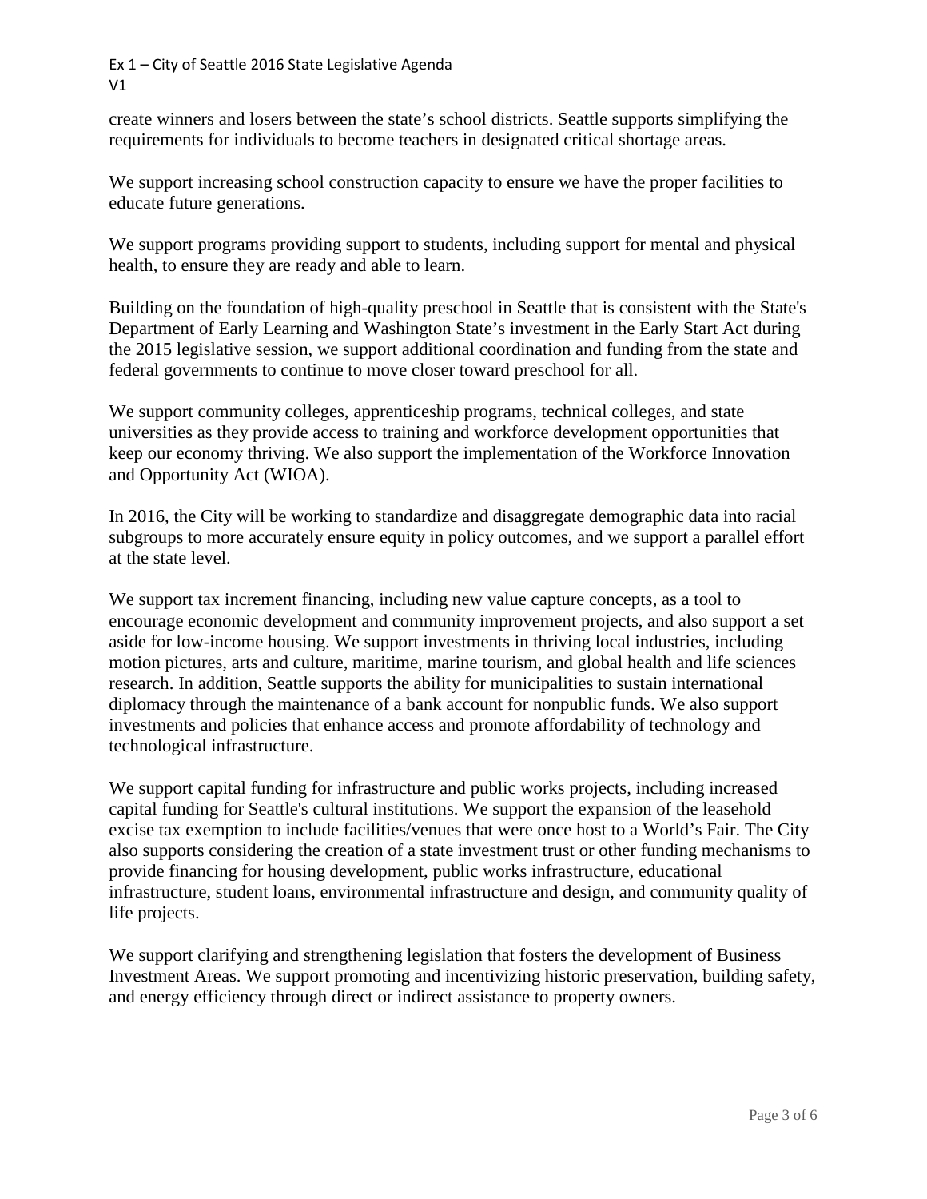create winners and losers between the state's school districts. Seattle supports simplifying the requirements for individuals to become teachers in designated critical shortage areas.

We support increasing school construction capacity to ensure we have the proper facilities to educate future generations.

We support programs providing support to students, including support for mental and physical health, to ensure they are ready and able to learn.

Building on the foundation of high-quality preschool in Seattle that is consistent with the State's Department of Early Learning and Washington State's investment in the Early Start Act during the 2015 legislative session, we support additional coordination and funding from the state and federal governments to continue to move closer toward preschool for all.

We support community colleges, apprenticeship programs, technical colleges, and state universities as they provide access to training and workforce development opportunities that keep our economy thriving. We also support the implementation of the Workforce Innovation and Opportunity Act (WIOA).

In 2016, the City will be working to standardize and disaggregate demographic data into racial subgroups to more accurately ensure equity in policy outcomes, and we support a parallel effort at the state level.

We support tax increment financing, including new value capture concepts, as a tool to encourage economic development and community improvement projects, and also support a set aside for low-income housing. We support investments in thriving local industries, including motion pictures, arts and culture, maritime, marine tourism, and global health and life sciences research. In addition, Seattle supports the ability for municipalities to sustain international diplomacy through the maintenance of a bank account for nonpublic funds. We also support investments and policies that enhance access and promote affordability of technology and technological infrastructure.

We support capital funding for infrastructure and public works projects, including increased capital funding for Seattle's cultural institutions. We support the expansion of the leasehold excise tax exemption to include facilities/venues that were once host to a World's Fair. The City also supports considering the creation of a state investment trust or other funding mechanisms to provide financing for housing development, public works infrastructure, educational infrastructure, student loans, environmental infrastructure and design, and community quality of life projects.

We support clarifying and strengthening legislation that fosters the development of Business Investment Areas. We support promoting and incentivizing historic preservation, building safety, and energy efficiency through direct or indirect assistance to property owners.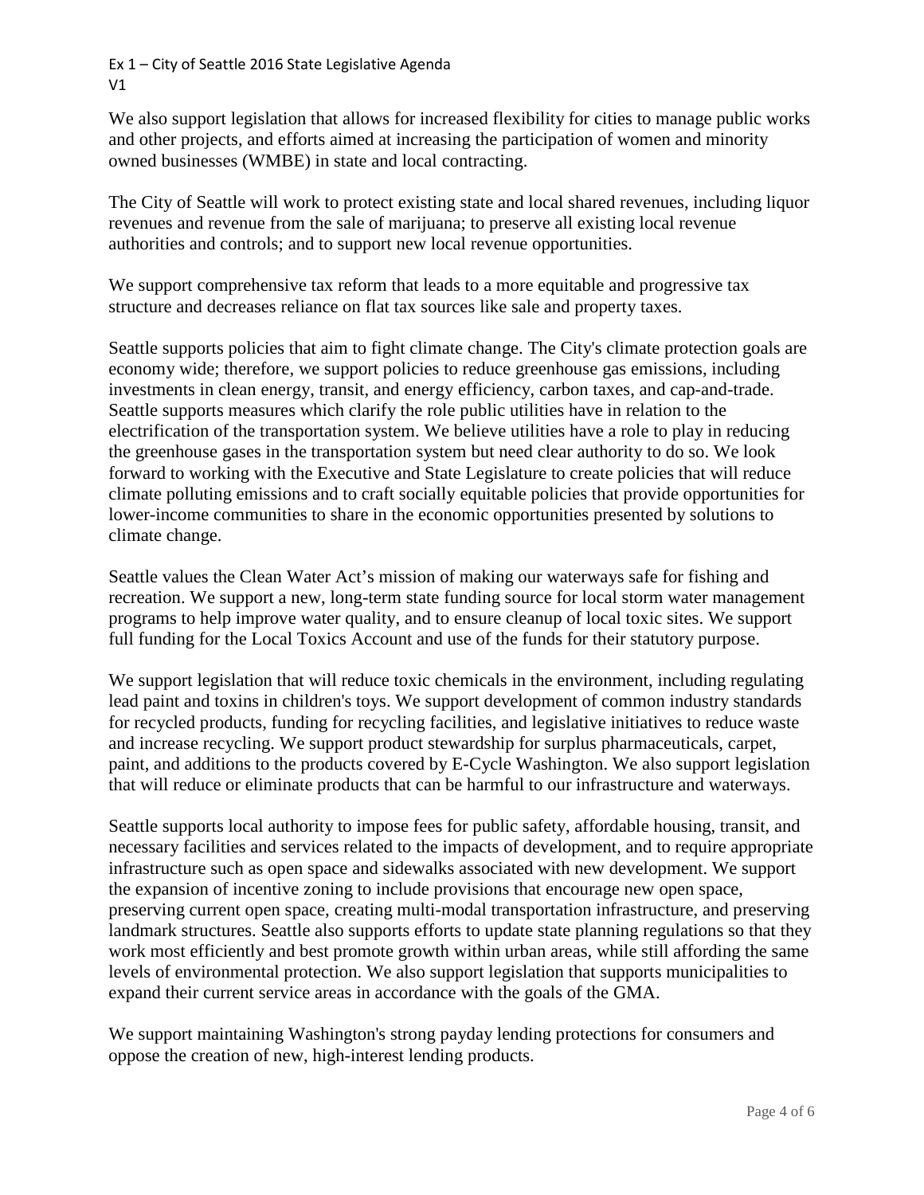We also support legislation that allows for increased flexibility for cities to manage public works and other projects, and efforts aimed at increasing the participation of women and minority owned businesses (WMBE) in state and local contracting.

The City of Seattle will work to protect existing state and local shared revenues, including liquor revenues and revenue from the sale of marijuana; to preserve all existing local revenue authorities and controls; and to support new local revenue opportunities.

We support comprehensive tax reform that leads to a more equitable and progressive tax structure and decreases reliance on flat tax sources like sale and property taxes.

Seattle supports policies that aim to fight climate change. The City's climate protection goals are economy wide; therefore, we support policies to reduce greenhouse gas emissions, including investments in clean energy, transit, and energy efficiency, carbon taxes, and cap-and-trade. Seattle supports measures which clarify the role public utilities have in relation to the electrification of the transportation system. We believe utilities have a role to play in reducing the greenhouse gases in the transportation system but need clear authority to do so. We look forward to working with the Executive and State Legislature to create policies that will reduce climate polluting emissions and to craft socially equitable policies that provide opportunities for lower-income communities to share in the economic opportunities presented by solutions to climate change.

Seattle values the Clean Water Act's mission of making our waterways safe for fishing and recreation. We support a new, long-term state funding source for local storm water management programs to help improve water quality, and to ensure cleanup of local toxic sites. We support full funding for the Local Toxics Account and use of the funds for their statutory purpose.

We support legislation that will reduce toxic chemicals in the environment, including regulating lead paint and toxins in children's toys. We support development of common industry standards for recycled products, funding for recycling facilities, and legislative initiatives to reduce waste and increase recycling. We support product stewardship for surplus pharmaceuticals, carpet, paint, and additions to the products covered by E-Cycle Washington. We also support legislation that will reduce or eliminate products that can be harmful to our infrastructure and waterways.

Seattle supports local authority to impose fees for public safety, affordable housing, transit, and necessary facilities and services related to the impacts of development, and to require appropriate infrastructure such as open space and sidewalks associated with new development. We support the expansion of incentive zoning to include provisions that encourage new open space, preserving current open space, creating multi-modal transportation infrastructure, and preserving landmark structures. Seattle also supports efforts to update state planning regulations so that they work most efficiently and best promote growth within urban areas, while still affording the same levels of environmental protection. We also support legislation that supports municipalities to expand their current service areas in accordance with the goals of the GMA.

We support maintaining Washington's strong payday lending protections for consumers and oppose the creation of new, high-interest lending products.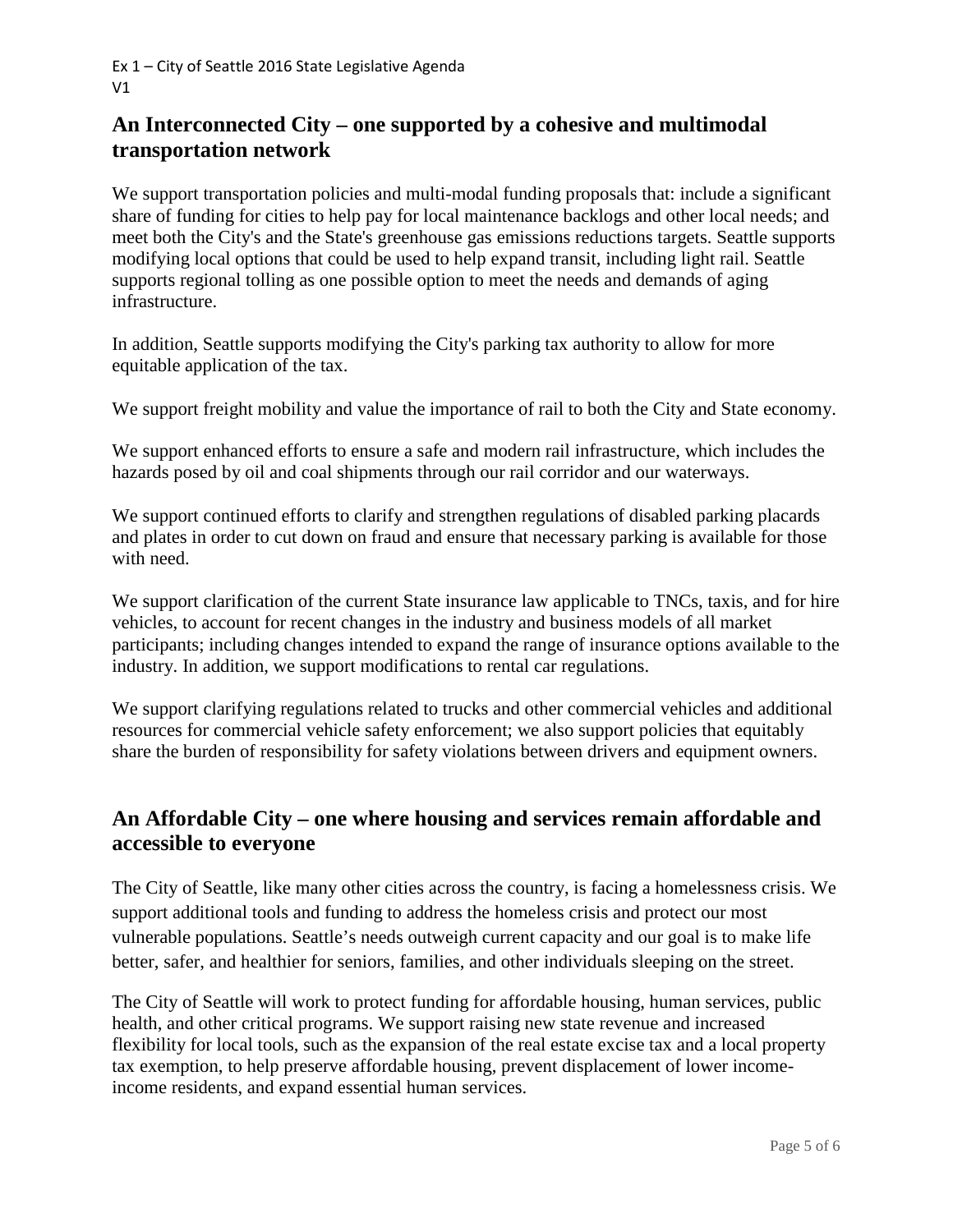## An Interconnected City – one supported by a cohesive and multimodal transportation network

We support transportation policies and multi-modal funding proposals that: include a significant share of funding for cities to help pay for local maintenance backlogs and other local needs; and meet both the City's and the State's greenhouse gas emissions reductions targets. Seattle supports modifying local options that could be used to help expand transit, including light rail. Seattle supports regional tolling as one possible option to meet the needs and demands of aging infrastructure.

In addition, Seattle supports modifying the City's parking tax authority to allow for more equitable application of the tax.

We support freight mobility and value the importance of rail to both the City and State economy.

We support enhanced efforts to ensure a safe and modern rail infrastructure, which includes the hazards posed by oil and coal shipments through our rail corridor and our waterways.

We support continued efforts to clarify and strengthen regulations of disabled parking placards and plates in order to cut down on fraud and ensure that necessary parking is available for those with need.

We support clarification of the current State insurance law applicable to TNCs, taxis, and for hire vehicles, to account for recent changes in the industry and business models of all market participants; including changes intended to expand the range of insurance options available to the industry. In addition, we support modifications to rental car regulations.

We support clarifying regulations related to trucks and other commercial vehicles and additional resources for commercial vehicle safety enforcement; we also support policies that equitably share the burden of responsibility for safety violations between drivers and equipment owners.

## An Affordable City – one where housing and services remain affordable and accessible to everyone

The City of Seattle, like many other cities across the country, is facing a homelessness crisis. We support additional tools and funding to address the homeless crisis and protect our most vulnerable populations. Seattle's needs outweigh current capacity and our goal is to make life better, safer, and healthier for seniors, families, and other individuals sleeping on the street.

The City of Seattle will work to protect funding for affordable housing, human services, public health, and other critical programs. We support raising new state revenue and increased flexibility for local tools, such as the expansion of the real estate excise tax and a local property tax exemption, to help preserve affordable housing, prevent displacement of lower income-income residents, and expand essential human services.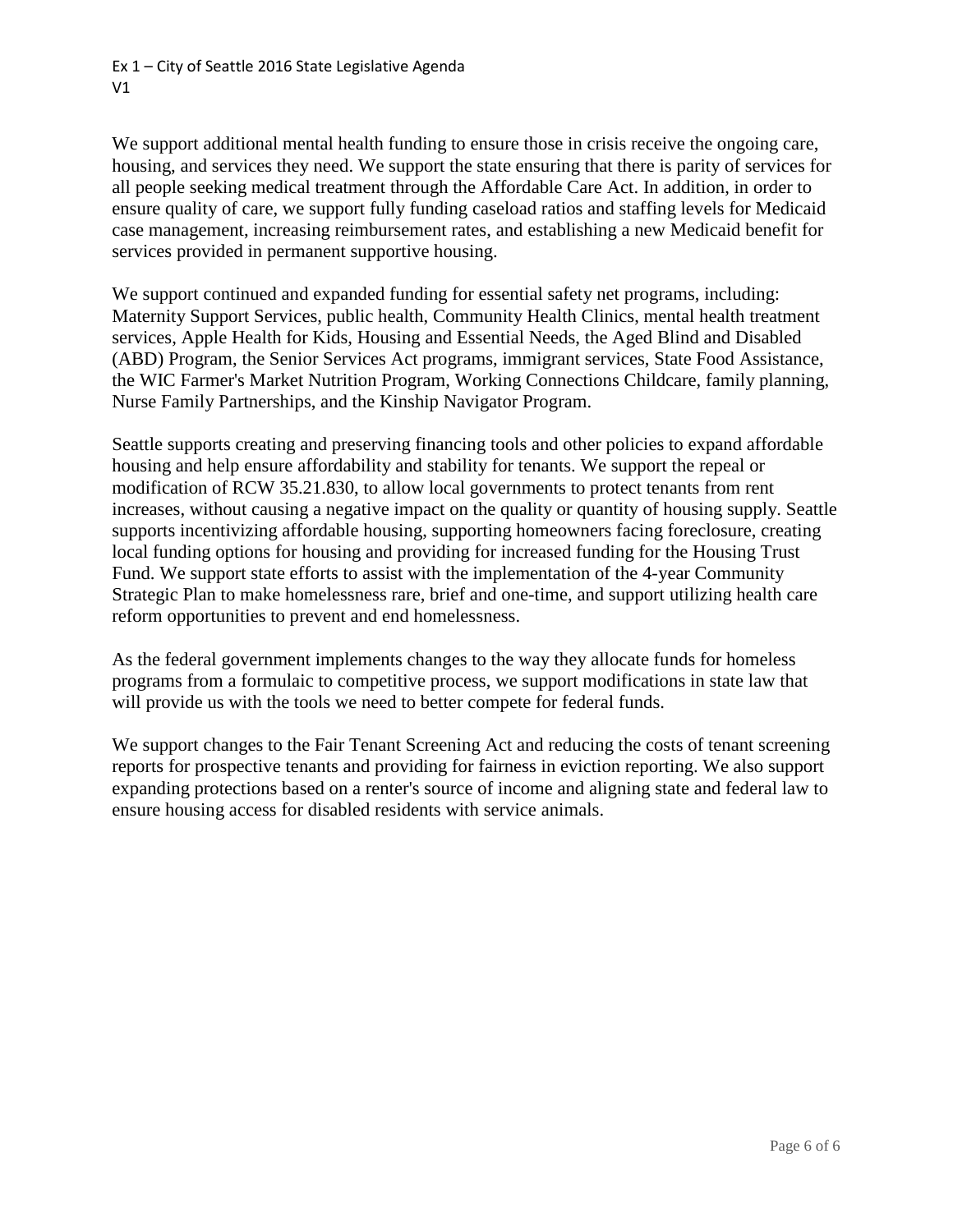We support additional mental health funding to ensure those in crisis receive the ongoing care, housing, and services they need. We support the state ensuring that there is parity of services for all people seeking medical treatment through the Affordable Care Act. In addition, in order to ensure quality of care, we support fully funding caseload ratios and staffing levels for Medicaid case management, increasing reimbursement rates, and establishing a new Medicaid benefit for services provided in permanent supportive housing.

We support continued and expanded funding for essential safety net programs, including: Maternity Support Services, public health, Community Health Clinics, mental health treatment services, Apple Health for Kids, Housing and Essential Needs, the Aged Blind and Disabled (ABD) Program, the Senior Services Act programs, immigrant services, State Food Assistance, the WIC Farmer's Market Nutrition Program, Working Connections Childcare, family planning, Nurse Family Partnerships, and the Kinship Navigator Program.

Seattle supports creating and preserving financing tools and other policies to expand affordable housing and help ensure affordability and stability for tenants. We support the repeal or modification of RCW 35.21.830, to allow local governments to protect tenants from rent increases, without causing a negative impact on the quality or quantity of housing supply. Seattle supports incentivizing affordable housing, supporting homeowners facing foreclosure, creating local funding options for housing and providing for increased funding for the Housing Trust Fund. We support state efforts to assist with the implementation of the 4-year Community Strategic Plan to make homelessness rare, brief and one-time, and support utilizing health care reform opportunities to prevent and end homelessness.

As the federal government implements changes to the way they allocate funds for homeless programs from a formulaic to competitive process, we support modifications in state law that will provide us with the tools we need to better compete for federal funds.

We support changes to the Fair Tenant Screening Act and reducing the costs of tenant screening reports for prospective tenants and providing for fairness in eviction reporting. We also support expanding protections based on a renter's source of income and aligning state and federal law to ensure housing access for disabled residents with service animals.